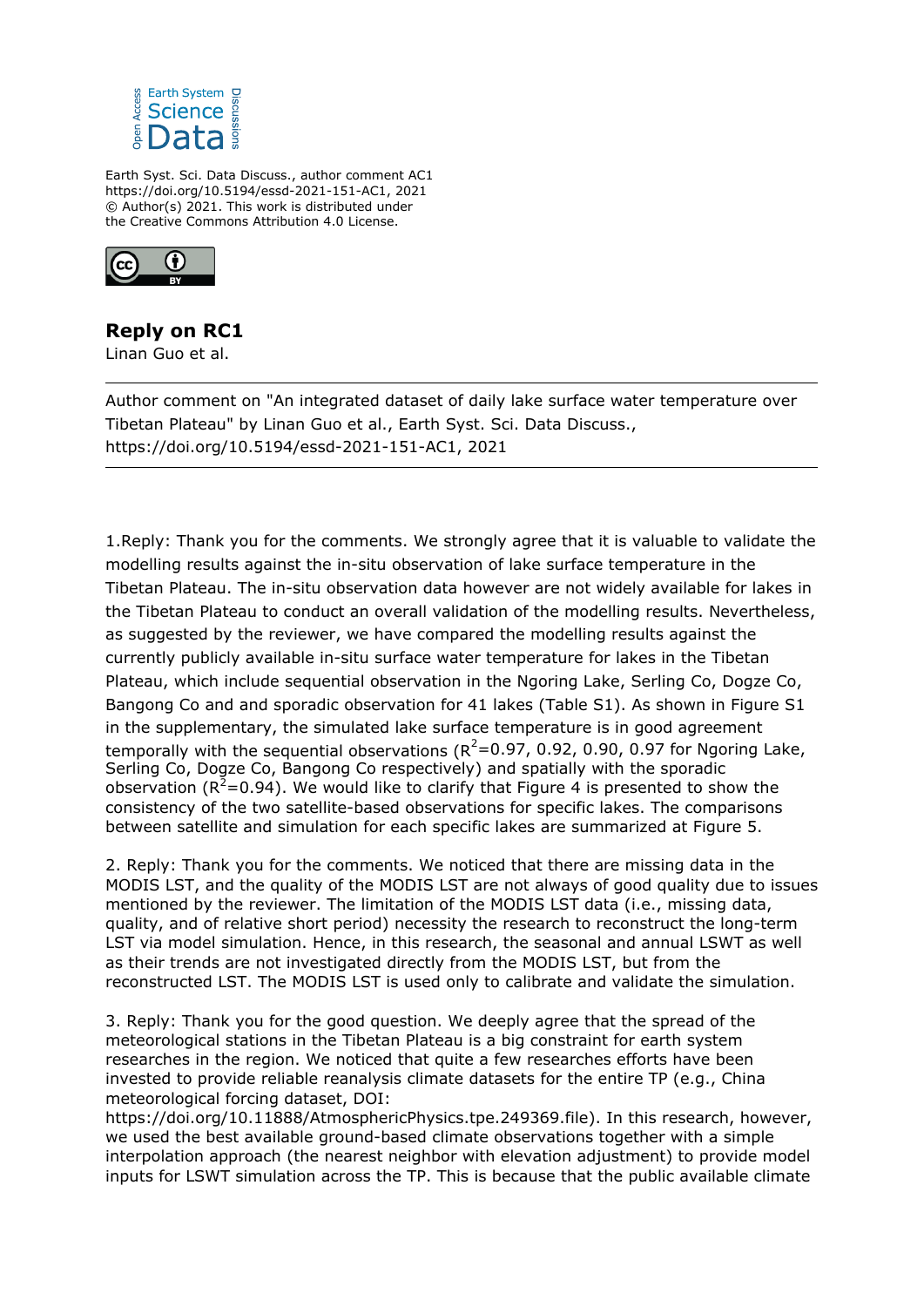Earth Syst. Sci. Data Discuss., author comment AC1
https://doi.org/10.5194/essd-2021-151-AC1, 2021
© Author(s) 2021. This work is distributed under
the Creative Commons Attribution 4.0 License.

## Reply on RC1

Linan Guo et al.

---

Author comment on "An integrated dataset of daily lake surface water temperature over Tibetan Plateau" by Linan Guo et al., Earth Syst. Sci. Data Discuss., https://doi.org/10.5194/essd-2021-151-AC1, 2021

---

1.Reply: Thank you for the comments. We strongly agree that it is valuable to validate the modelling results against the in-situ observation of lake surface temperature in the Tibetan Plateau. The in-situ observation data however are not widely available for lakes in the Tibetan Plateau to conduct an overall validation of the modelling results. Nevertheless, as suggested by the reviewer, we have compared the modelling results against the currently publicly available in-situ surface water temperature for lakes in the Tibetan Plateau, which include sequential observation in the Ngoring Lake, Serling Co, Dogze Co, Bangong Co and and sporadic observation for 41 lakes (Table S1). As shown in Figure S1 in the supplementary, the simulated lake surface temperature is in good agreement temporally with the sequential observations ($R^2$=0.97, 0.92, 0.90, 0.97 for Ngoring Lake, Serling Co, Dogze Co, Bangong Co respectively) and spatially with the sporadic observation ($R^2$=0.94). We would like to clarify that Figure 4 is presented to show the consistency of the two satellite-based observations for specific lakes. The comparisons between satellite and simulation for each specific lakes are summarized at Figure 5.

2. Reply: Thank you for the comments. We noticed that there are missing data in the MODIS LST, and the quality of the MODIS LST are not always of good quality due to issues mentioned by the reviewer. The limitation of the MODIS LST data (i.e., missing data, quality, and of relative short period) necessity the research to reconstruct the long-term LST via model simulation. Hence, in this research, the seasonal and annual LSWT as well as their trends are not investigated directly from the MODIS LST, but from the reconstructed LST. The MODIS LST is used only to calibrate and validate the simulation.

3. Reply: Thank you for the good question. We deeply agree that the spread of the meteorological stations in the Tibetan Plateau is a big constraint for earth system researches in the region. We noticed that quite a few researches efforts have been invested to provide reliable reanalysis climate datasets for the entire TP (e.g., China meteorological forcing dataset, DOI: https://doi.org/10.11888/AtmosphericPhysics.tpe.249369.file). In this research, however, we used the best available ground-based climate observations together with a simple interpolation approach (the nearest neighbor with elevation adjustment) to provide model inputs for LSWT simulation across the TP. This is because that the public available climate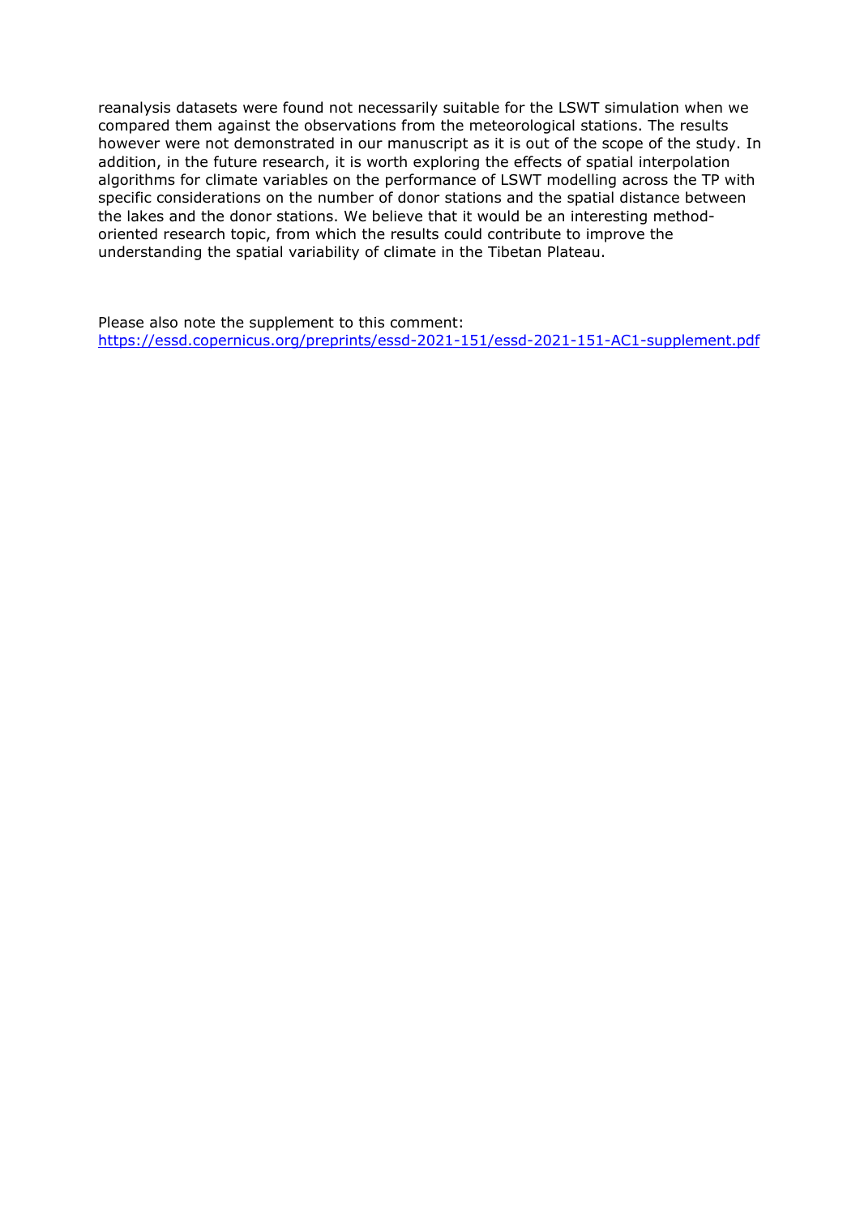reanalysis datasets were found not necessarily suitable for the LSWT simulation when we compared them against the observations from the meteorological stations. The results however were not demonstrated in our manuscript as it is out of the scope of the study. In addition, in the future research, it is worth exploring the effects of spatial interpolation algorithms for climate variables on the performance of LSWT modelling across the TP with specific considerations on the number of donor stations and the spatial distance between the lakes and the donor stations. We believe that it would be an interesting method-oriented research topic, from which the results could contribute to improve the understanding the spatial variability of climate in the Tibetan Plateau.

Please also note the supplement to this comment:
https://essd.copernicus.org/preprints/essd-2021-151/essd-2021-151-AC1-supplement.pdf